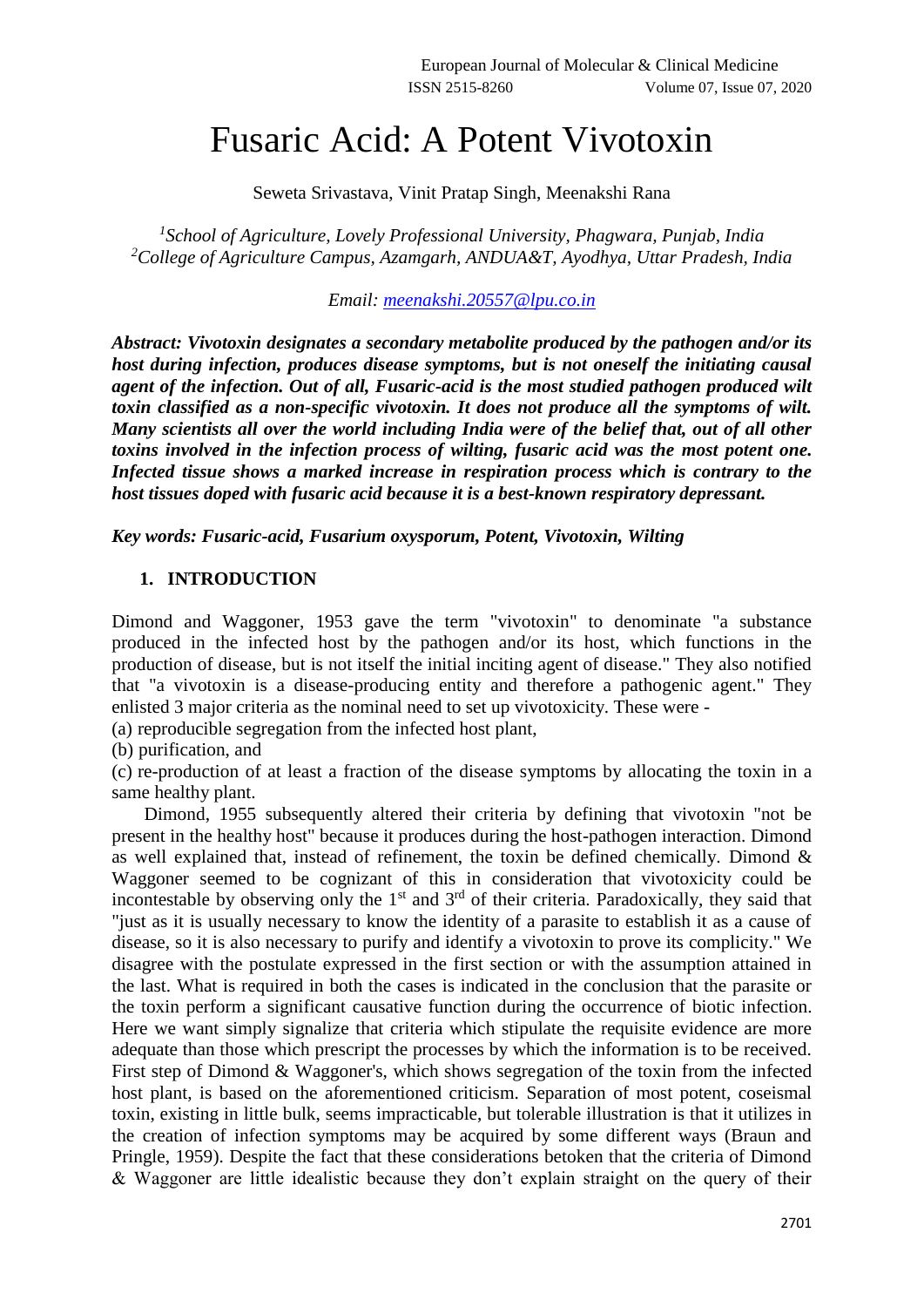# Fusaric Acid: A Potent Vivotoxin

Seweta Srivastava, Vinit Pratap Singh, Meenakshi Rana

[1]*School of Agriculture, Lovely Professional University, Phagwara, Punjab, India*
[2]*College of Agriculture Campus, Azamgarh, ANDUA&T, Ayodhya, Uttar Pradesh, India*

*Email: meenakshi.20557@lpu.co.in*

***Abstract: Vivotoxin designates a secondary metabolite produced by the pathogen and/or its host during infection, produces disease symptoms, but is not oneself the initiating causal agent of the infection. Out of all, Fusaric-acid is the most studied pathogen produced wilt toxin classified as a non-specific vivotoxin. It does not produce all the symptoms of wilt. Many scientists all over the world including India were of the belief that, out of all other toxins involved in the infection process of wilting, fusaric acid was the most potent one. Infected tissue shows a marked increase in respiration process which is contrary to the host tissues doped with fusaric acid because it is a best-known respiratory depressant.***

***Key words: Fusaric-acid, Fusarium oxysporum, Potent, Vivotoxin, Wilting***

## 1. INTRODUCTION

Dimond and Waggoner, 1953 gave the term "vivotoxin" to denominate "a substance produced in the infected host by the pathogen and/or its host, which functions in the production of disease, but is not itself the initial inciting agent of disease." They also notified that "a vivotoxin is a disease-producing entity and therefore a pathogenic agent." They enlisted 3 major criteria as the nominal need to set up vivotoxicity. These were -

(a) reproducible segregation from the infected host plant,
(b) purification, and
(c) re-production of at least a fraction of the disease symptoms by allocating the toxin in a same healthy plant.

Dimond, 1955 subsequently altered their criteria by defining that vivotoxin "not be present in the healthy host" because it produces during the host-pathogen interaction. Dimond as well explained that, instead of refinement, the toxin be defined chemically. Dimond & Waggoner seemed to be cognizant of this in consideration that vivotoxicity could be incontestable by observing only the 1st and 3rd of their criteria. Paradoxically, they said that "just as it is usually necessary to know the identity of a parasite to establish it as a cause of disease, so it is also necessary to purify and identify a vivotoxin to prove its complicity." We disagree with the postulate expressed in the first section or with the assumption attained in the last. What is required in both the cases is indicated in the conclusion that the parasite or the toxin perform a significant causative function during the occurrence of biotic infection. Here we want simply signalize that criteria which stipulate the requisite evidence are more adequate than those which prescript the processes by which the information is to be received. First step of Dimond & Waggoner's, which shows segregation of the toxin from the infected host plant, is based on the aforementioned criticism. Separation of most potent, coseismal toxin, existing in little bulk, seems impracticable, but tolerable illustration is that it utilizes in the creation of infection symptoms may be acquired by some different ways (Braun and Pringle, 1959). Despite the fact that these considerations betoken that the criteria of Dimond & Waggoner are little idealistic because they don't explain straight on the query of their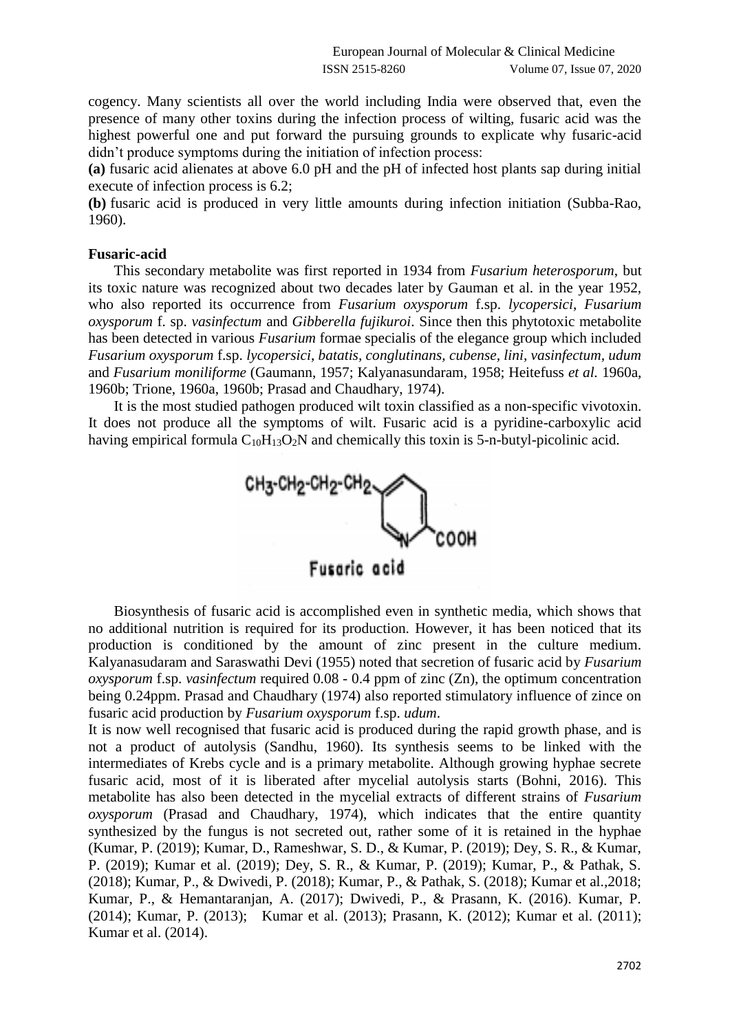cogency. Many scientists all over the world including India were observed that, even the presence of many other toxins during the infection process of wilting, fusaric acid was the highest powerful one and put forward the pursuing grounds to explicate why fusaric-acid didn't produce symptoms during the initiation of infection process:

**(a)** fusaric acid alienates at above 6.0 pH and the pH of infected host plants sap during initial execute of infection process is 6.2;

**(b)** fusaric acid is produced in very little amounts during infection initiation (Subba-Rao, 1960).

**Fusaric-acid**

This secondary metabolite was first reported in 1934 from *Fusarium heterosporum*, but its toxic nature was recognized about two decades later by Gauman et al. in the year 1952, who also reported its occurrence from *Fusarium oxysporum* f.sp. *lycopersici*, *Fusarium oxysporum* f. sp. *vasinfectum* and *Gibberella fujikuroi*. Since then this phytotoxic metabolite has been detected in various *Fusarium* formae specialis of the elegance group which included *Fusarium oxysporum* f.sp. *lycopersici*, *batatis*, *conglutinans*, *cubense*, *lini*, *vasinfectum*, *udum* and *Fusarium moniliforme* (Gaumann, 1957; Kalyanasundaram, 1958; Heitefuss *et al.* 1960a, 1960b; Trione, 1960a, 1960b; Prasad and Chaudhary, 1974).

It is the most studied pathogen produced wilt toxin classified as a non-specific vivotoxin. It does not produce all the symptoms of wilt. Fusaric acid is a pyridine-carboxylic acid having empirical formula $C_{10}H_{13}O_2N$ and chemically this toxin is 5-n-butyl-picolinic acid.

$CH_3$-$CH_2$-$CH_2$-$CH_2$ (pyridine ring) COOH

Fusaric acid

Biosynthesis of fusaric acid is accomplished even in synthetic media, which shows that no additional nutrition is required for its production. However, it has been noticed that its production is conditioned by the amount of zinc present in the culture medium. Kalyanasudaram and Saraswathi Devi (1955) noted that secretion of fusaric acid by *Fusarium oxysporum* f.sp. *vasinfectum* required 0.08 - 0.4 ppm of zinc (Zn), the optimum concentration being 0.24ppm. Prasad and Chaudhary (1974) also reported stimulatory influence of zince on fusaric acid production by *Fusarium oxysporum* f.sp. *udum*.

It is now well recognised that fusaric acid is produced during the rapid growth phase, and is not a product of autolysis (Sandhu, 1960). Its synthesis seems to be linked with the intermediates of Krebs cycle and is a primary metabolite. Although growing hyphae secrete fusaric acid, most of it is liberated after mycelial autolysis starts (Bohni, 2016). This metabolite has also been detected in the mycelial extracts of different strains of *Fusarium oxysporum* (Prasad and Chaudhary, 1974), which indicates that the entire quantity synthesized by the fungus is not secreted out, rather some of it is retained in the hyphae (Kumar, P. (2019); Kumar, D., Rameshwar, S. D., & Kumar, P. (2019); Dey, S. R., & Kumar, P. (2019); Kumar et al. (2019); Dey, S. R., & Kumar, P. (2019); Kumar, P., & Pathak, S. (2018); Kumar, P., & Dwivedi, P. (2018); Kumar, P., & Pathak, S. (2018); Kumar et al.,2018; Kumar, P., & Hemantaranjan, A. (2017); Dwivedi, P., & Prasann, K. (2016). Kumar, P. (2014); Kumar, P. (2013); Kumar et al. (2013); Prasann, K. (2012); Kumar et al. (2011); Kumar et al. (2014).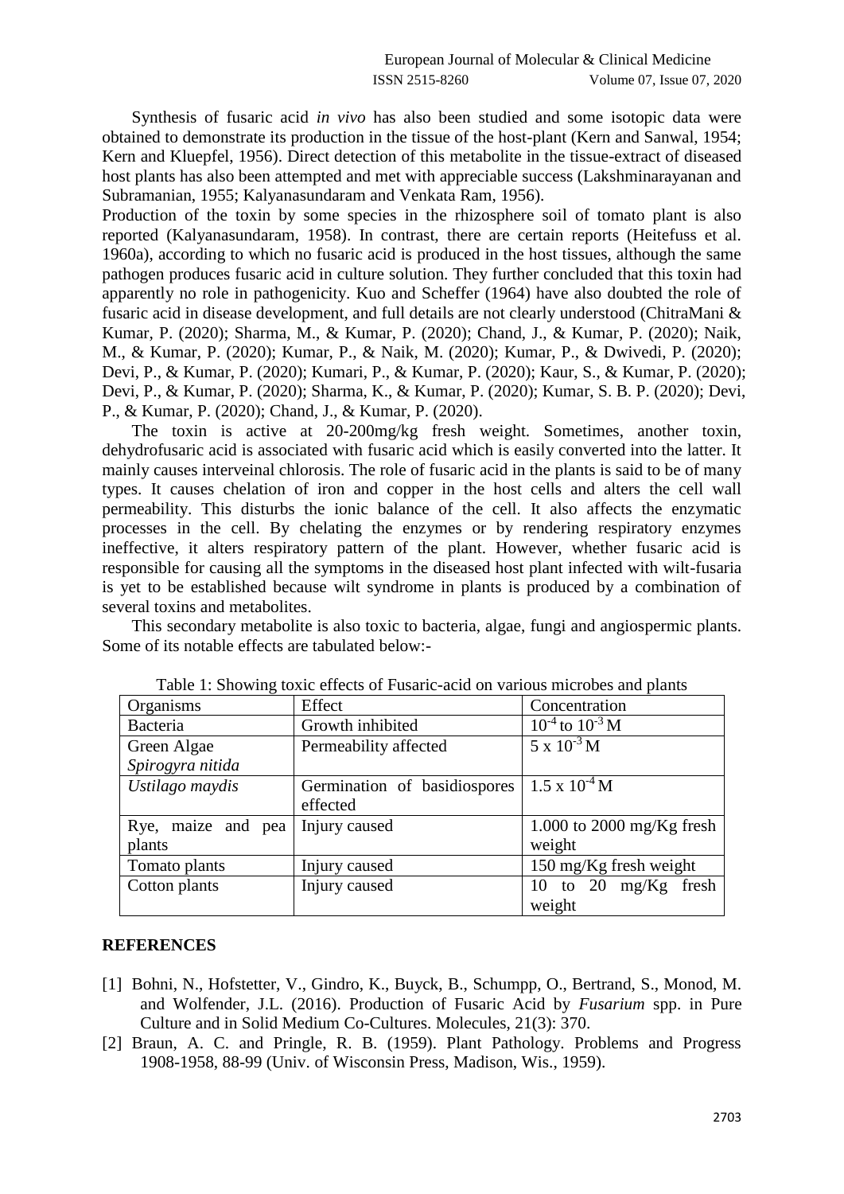Synthesis of fusaric acid *in vivo* has also been studied and some isotopic data were obtained to demonstrate its production in the tissue of the host-plant (Kern and Sanwal, 1954; Kern and Kluepfel, 1956). Direct detection of this metabolite in the tissue-extract of diseased host plants has also been attempted and met with appreciable success (Lakshminarayanan and Subramanian, 1955; Kalyanasundaram and Venkata Ram, 1956).

Production of the toxin by some species in the rhizosphere soil of tomato plant is also reported (Kalyanasundaram, 1958). In contrast, there are certain reports (Heitefuss et al. 1960a), according to which no fusaric acid is produced in the host tissues, although the same pathogen produces fusaric acid in culture solution. They further concluded that this toxin had apparently no role in pathogenicity. Kuo and Scheffer (1964) have also doubted the role of fusaric acid in disease development, and full details are not clearly understood (ChitraMani & Kumar, P. (2020); Sharma, M., & Kumar, P. (2020); Chand, J., & Kumar, P. (2020); Naik, M., & Kumar, P. (2020); Kumar, P., & Naik, M. (2020); Kumar, P., & Dwivedi, P. (2020); Devi, P., & Kumar, P. (2020); Kumari, P., & Kumar, P. (2020); Kaur, S., & Kumar, P. (2020); Devi, P., & Kumar, P. (2020); Sharma, K., & Kumar, P. (2020); Kumar, S. B. P. (2020); Devi, P., & Kumar, P. (2020); Chand, J., & Kumar, P. (2020).

The toxin is active at 20-200mg/kg fresh weight. Sometimes, another toxin, dehydrofusaric acid is associated with fusaric acid which is easily converted into the latter. It mainly causes interveinal chlorosis. The role of fusaric acid in the plants is said to be of many types. It causes chelation of iron and copper in the host cells and alters the cell wall permeability. This disturbs the ionic balance of the cell. It also affects the enzymatic processes in the cell. By chelating the enzymes or by rendering respiratory enzymes ineffective, it alters respiratory pattern of the plant. However, whether fusaric acid is responsible for causing all the symptoms in the diseased host plant infected with wilt-fusaria is yet to be established because wilt syndrome in plants is produced by a combination of several toxins and metabolites.

This secondary metabolite is also toxic to bacteria, algae, fungi and angiospermic plants. Some of its notable effects are tabulated below:-

Table 1: Showing toxic effects of Fusaric-acid on various microbes and plants

| Organisms | Effect | Concentration |
|---|---|---|
| Bacteria | Growth inhibited | $10^{-4}$ to $10^{-3}$ M |
| Green Algae *Spirogyra nitida* | Permeability affected | $5 \times 10^{-3}$ M |
| *Ustilago maydis* | Germination of basidiospores effected | $1.5 \times 10^{-4}$ M |
| Rye, maize and pea plants | Injury caused | 1.000 to 2000 mg/Kg fresh weight |
| Tomato plants | Injury caused | 150 mg/Kg fresh weight |
| Cotton plants | Injury caused | 10 to 20 mg/Kg fresh weight |

## REFERENCES

[1] Bohni, N., Hofstetter, V., Gindro, K., Buyck, B., Schumpp, O., Bertrand, S., Monod, M. and Wolfender, J.L. (2016). Production of Fusaric Acid by *Fusarium* spp. in Pure Culture and in Solid Medium Co-Cultures. Molecules, 21(3): 370.

[2] Braun, A. C. and Pringle, R. B. (1959). Plant Pathology. Problems and Progress 1908-1958, 88-99 (Univ. of Wisconsin Press, Madison, Wis., 1959).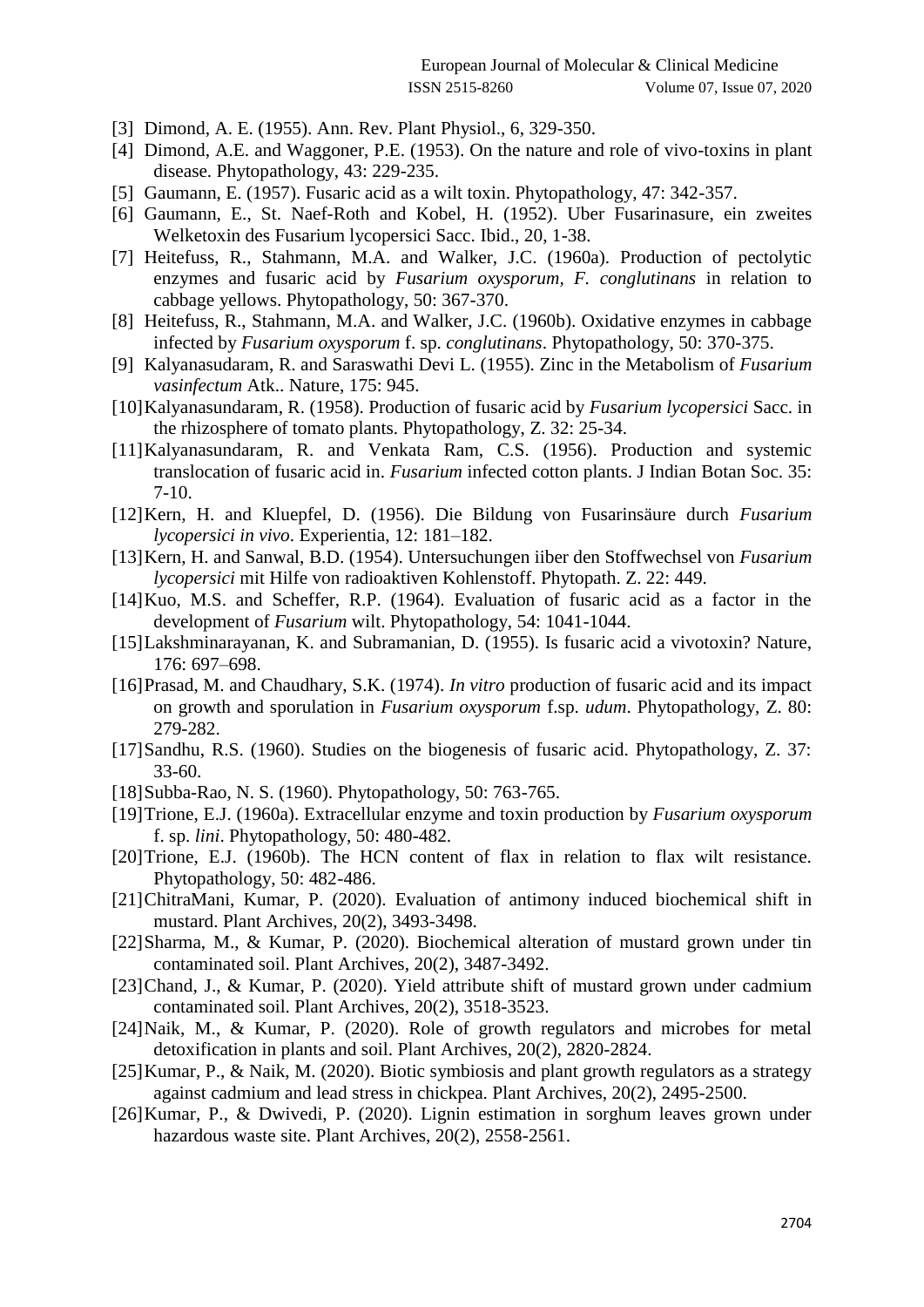[3] Dimond, A. E. (1955). Ann. Rev. Plant Physiol., 6, 329-350.

[4] Dimond, A.E. and Waggoner, P.E. (1953). On the nature and role of vivo-toxins in plant disease. Phytopathology, 43: 229-235.

[5] Gaumann, E. (1957). Fusaric acid as a wilt toxin. Phytopathology, 47: 342-357.

[6] Gaumann, E., St. Naef-Roth and Kobel, H. (1952). Uber Fusarinasure, ein zweites Welketoxin des Fusarium lycopersici Sacc. Ibid., 20, 1-38.

[7] Heitefuss, R., Stahmann, M.A. and Walker, J.C. (1960a). Production of pectolytic enzymes and fusaric acid by *Fusarium oxysporum*, *F. conglutinans* in relation to cabbage yellows. Phytopathology, 50: 367-370.

[8] Heitefuss, R., Stahmann, M.A. and Walker, J.C. (1960b). Oxidative enzymes in cabbage infected by *Fusarium oxysporum* f. sp. *conglutinans*. Phytopathology, 50: 370-375.

[9] Kalyanasudaram, R. and Saraswathi Devi L. (1955). Zinc in the Metabolism of *Fusarium vasinfectum* Atk.. Nature, 175: 945.

[10] Kalyanasundaram, R. (1958). Production of fusaric acid by *Fusarium lycopersici* Sacc. in the rhizosphere of tomato plants. Phytopathology, Z. 32: 25-34.

[11] Kalyanasundaram, R. and Venkata Ram, C.S. (1956). Production and systemic translocation of fusaric acid in. *Fusarium* infected cotton plants. J Indian Botan Soc. 35: 7-10.

[12] Kern, H. and Kluepfel, D. (1956). Die Bildung von Fusarinsäure durch *Fusarium lycopersici in vivo*. Experientia, 12: 181–182.

[13] Kern, H. and Sanwal, B.D. (1954). Untersuchungen iiber den Stoffwechsel von *Fusarium lycopersici* mit Hilfe von radioaktiven Kohlenstoff. Phytopath. Z. 22: 449.

[14] Kuo, M.S. and Scheffer, R.P. (1964). Evaluation of fusaric acid as a factor in the development of *Fusarium* wilt. Phytopathology, 54: 1041-1044.

[15] Lakshminarayanan, K. and Subramanian, D. (1955). Is fusaric acid a vivotoxin? Nature, 176: 697–698.

[16] Prasad, M. and Chaudhary, S.K. (1974). *In vitro* production of fusaric acid and its impact on growth and sporulation in *Fusarium oxysporum* f.sp. *udum*. Phytopathology, Z. 80: 279-282.

[17] Sandhu, R.S. (1960). Studies on the biogenesis of fusaric acid. Phytopathology, Z. 37: 33-60.

[18] Subba-Rao, N. S. (1960). Phytopathology, 50: 763-765.

[19] Trione, E.J. (1960a). Extracellular enzyme and toxin production by *Fusarium oxysporum* f. sp. *lini*. Phytopathology, 50: 480-482.

[20] Trione, E.J. (1960b). The HCN content of flax in relation to flax wilt resistance. Phytopathology, 50: 482-486.

[21] ChitraMani, Kumar, P. (2020). Evaluation of antimony induced biochemical shift in mustard. Plant Archives, 20(2), 3493-3498.

[22] Sharma, M., & Kumar, P. (2020). Biochemical alteration of mustard grown under tin contaminated soil. Plant Archives, 20(2), 3487-3492.

[23] Chand, J., & Kumar, P. (2020). Yield attribute shift of mustard grown under cadmium contaminated soil. Plant Archives, 20(2), 3518-3523.

[24] Naik, M., & Kumar, P. (2020). Role of growth regulators and microbes for metal detoxification in plants and soil. Plant Archives, 20(2), 2820-2824.

[25] Kumar, P., & Naik, M. (2020). Biotic symbiosis and plant growth regulators as a strategy against cadmium and lead stress in chickpea. Plant Archives, 20(2), 2495-2500.

[26] Kumar, P., & Dwivedi, P. (2020). Lignin estimation in sorghum leaves grown under hazardous waste site. Plant Archives, 20(2), 2558-2561.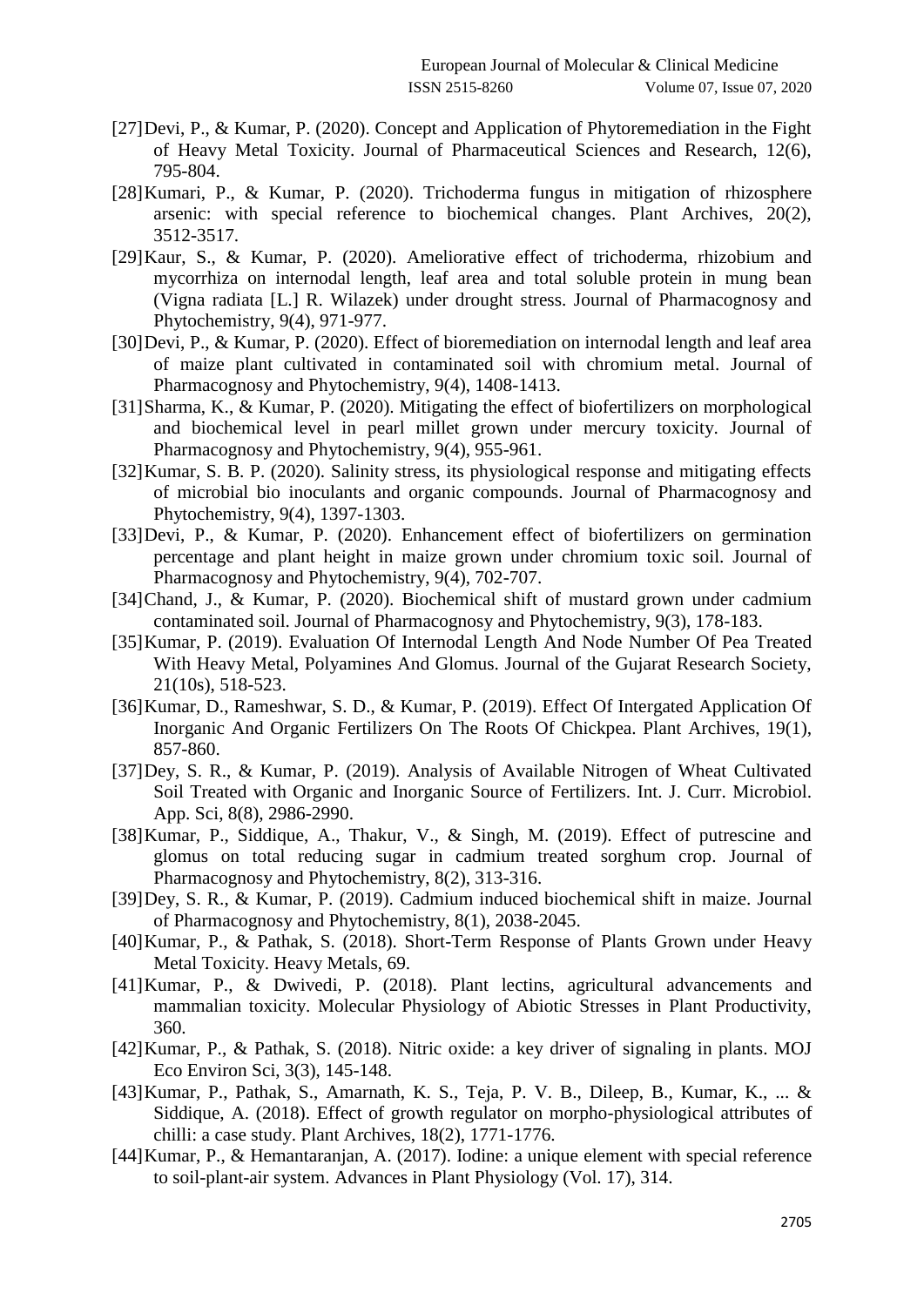[27] Devi, P., & Kumar, P. (2020). Concept and Application of Phytoremediation in the Fight of Heavy Metal Toxicity. Journal of Pharmaceutical Sciences and Research, 12(6), 795-804.

[28] Kumari, P., & Kumar, P. (2020). Trichoderma fungus in mitigation of rhizosphere arsenic: with special reference to biochemical changes. Plant Archives, 20(2), 3512-3517.

[29] Kaur, S., & Kumar, P. (2020). Ameliorative effect of trichoderma, rhizobium and mycorrhiza on internodal length, leaf area and total soluble protein in mung bean (Vigna radiata [L.] R. Wilazek) under drought stress. Journal of Pharmacognosy and Phytochemistry, 9(4), 971-977.

[30] Devi, P., & Kumar, P. (2020). Effect of bioremediation on internodal length and leaf area of maize plant cultivated in contaminated soil with chromium metal. Journal of Pharmacognosy and Phytochemistry, 9(4), 1408-1413.

[31] Sharma, K., & Kumar, P. (2020). Mitigating the effect of biofertilizers on morphological and biochemical level in pearl millet grown under mercury toxicity. Journal of Pharmacognosy and Phytochemistry, 9(4), 955-961.

[32] Kumar, S. B. P. (2020). Salinity stress, its physiological response and mitigating effects of microbial bio inoculants and organic compounds. Journal of Pharmacognosy and Phytochemistry, 9(4), 1397-1303.

[33] Devi, P., & Kumar, P. (2020). Enhancement effect of biofertilizers on germination percentage and plant height in maize grown under chromium toxic soil. Journal of Pharmacognosy and Phytochemistry, 9(4), 702-707.

[34] Chand, J., & Kumar, P. (2020). Biochemical shift of mustard grown under cadmium contaminated soil. Journal of Pharmacognosy and Phytochemistry, 9(3), 178-183.

[35] Kumar, P. (2019). Evaluation Of Internodal Length And Node Number Of Pea Treated With Heavy Metal, Polyamines And Glomus. Journal of the Gujarat Research Society, 21(10s), 518-523.

[36] Kumar, D., Rameshwar, S. D., & Kumar, P. (2019). Effect Of Intergated Application Of Inorganic And Organic Fertilizers On The Roots Of Chickpea. Plant Archives, 19(1), 857-860.

[37] Dey, S. R., & Kumar, P. (2019). Analysis of Available Nitrogen of Wheat Cultivated Soil Treated with Organic and Inorganic Source of Fertilizers. Int. J. Curr. Microbiol. App. Sci, 8(8), 2986-2990.

[38] Kumar, P., Siddique, A., Thakur, V., & Singh, M. (2019). Effect of putrescine and glomus on total reducing sugar in cadmium treated sorghum crop. Journal of Pharmacognosy and Phytochemistry, 8(2), 313-316.

[39] Dey, S. R., & Kumar, P. (2019). Cadmium induced biochemical shift in maize. Journal of Pharmacognosy and Phytochemistry, 8(1), 2038-2045.

[40] Kumar, P., & Pathak, S. (2018). Short-Term Response of Plants Grown under Heavy Metal Toxicity. Heavy Metals, 69.

[41] Kumar, P., & Dwivedi, P. (2018). Plant lectins, agricultural advancements and mammalian toxicity. Molecular Physiology of Abiotic Stresses in Plant Productivity, 360.

[42] Kumar, P., & Pathak, S. (2018). Nitric oxide: a key driver of signaling in plants. MOJ Eco Environ Sci, 3(3), 145-148.

[43] Kumar, P., Pathak, S., Amarnath, K. S., Teja, P. V. B., Dileep, B., Kumar, K., ... & Siddique, A. (2018). Effect of growth regulator on morpho-physiological attributes of chilli: a case study. Plant Archives, 18(2), 1771-1776.

[44] Kumar, P., & Hemantaranjan, A. (2017). Iodine: a unique element with special reference to soil-plant-air system. Advances in Plant Physiology (Vol. 17), 314.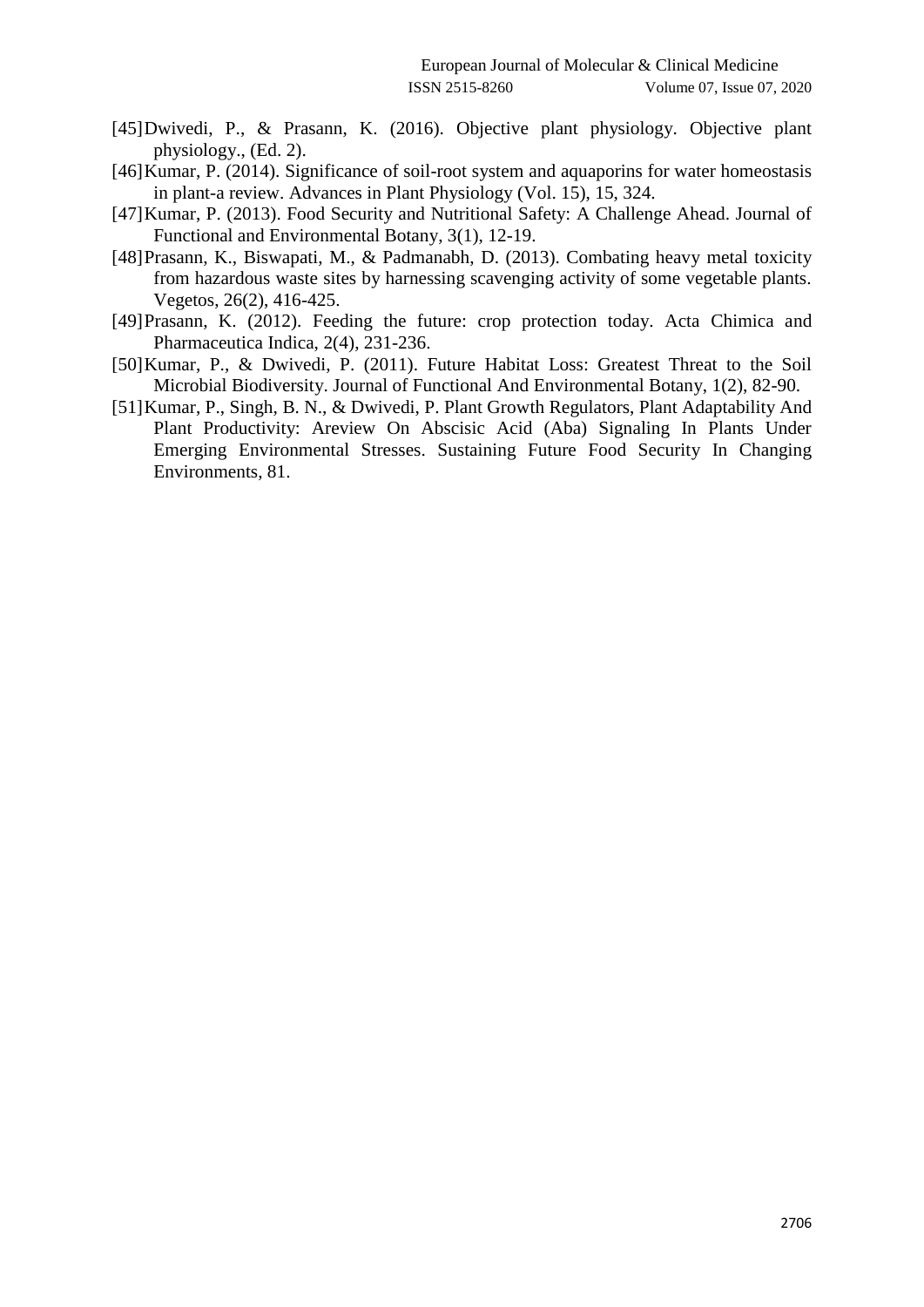[45] Dwivedi, P., & Prasann, K. (2016). Objective plant physiology. Objective plant physiology., (Ed. 2).

[46] Kumar, P. (2014). Significance of soil-root system and aquaporins for water homeostasis in plant-a review. Advances in Plant Physiology (Vol. 15), 15, 324.

[47] Kumar, P. (2013). Food Security and Nutritional Safety: A Challenge Ahead. Journal of Functional and Environmental Botany, 3(1), 12-19.

[48] Prasann, K., Biswapati, M., & Padmanabh, D. (2013). Combating heavy metal toxicity from hazardous waste sites by harnessing scavenging activity of some vegetable plants. Vegetos, 26(2), 416-425.

[49] Prasann, K. (2012). Feeding the future: crop protection today. Acta Chimica and Pharmaceutica Indica, 2(4), 231-236.

[50] Kumar, P., & Dwivedi, P. (2011). Future Habitat Loss: Greatest Threat to the Soil Microbial Biodiversity. Journal of Functional And Environmental Botany, 1(2), 82-90.

[51] Kumar, P., Singh, B. N., & Dwivedi, P. Plant Growth Regulators, Plant Adaptability And Plant Productivity: Areview On Abscisic Acid (Aba) Signaling In Plants Under Emerging Environmental Stresses. Sustaining Future Food Security In Changing Environments, 81.